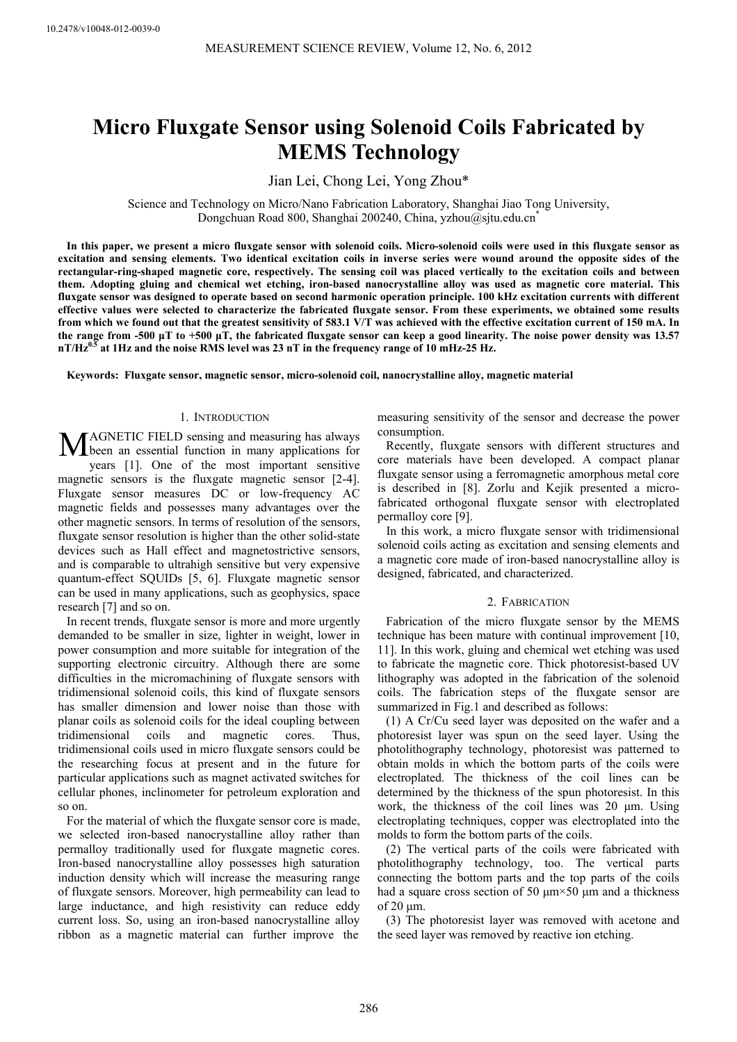10.2478/v10048-012-0039-0

# Micro Fluxgate Sensor using Solenoid Coils Fabricated by MEMS Technology

Jian Lei, Chong Lei, Yong Zhou*

Science and Technology on Micro/Nano Fabrication Laboratory, Shanghai Jiao Tong University, Dongchuan Road 800, Shanghai 200240, China, yzhou@sjtu.edu.cn*

**In this paper, we present a micro fluxgate sensor with solenoid coils. Micro-solenoid coils were used in this fluxgate sensor as excitation and sensing elements. Two identical excitation coils in inverse series were wound around the opposite sides of the rectangular-ring-shaped magnetic core, respectively. The sensing coil was placed vertically to the excitation coils and between them. Adopting gluing and chemical wet etching, iron-based nanocrystalline alloy was used as magnetic core material. This fluxgate sensor was designed to operate based on second harmonic operation principle. 100 kHz excitation currents with different effective values were selected to characterize the fabricated fluxgate sensor. From these experiments, we obtained some results from which we found out that the greatest sensitivity of 583.1 V/T was achieved with the effective excitation current of 150 mA. In the range from -500 µT to +500 µT, the fabricated fluxgate sensor can keep a good linearity. The noise power density was 13.57 nT/Hz$^{0.5}$ at 1Hz and the noise RMS level was 23 nT in the frequency range of 10 mHz-25 Hz.**

**Keywords: Fluxgate sensor, magnetic sensor, micro-solenoid coil, nanocrystalline alloy, magnetic material**

## 1. Introduction

MAGNETIC FIELD sensing and measuring has always been an essential function in many applications for years [1]. One of the most important sensitive magnetic sensors is the fluxgate magnetic sensor [2-4]. Fluxgate sensor measures DC or low-frequency AC magnetic fields and possesses many advantages over the other magnetic sensors. In terms of resolution of the sensors, fluxgate sensor resolution is higher than the other solid-state devices such as Hall effect and magnetostrictive sensors, and is comparable to ultrahigh sensitive but very expensive quantum-effect SQUIDs [5, 6]. Fluxgate magnetic sensor can be used in many applications, such as geophysics, space research [7] and so on.

In recent trends, fluxgate sensor is more and more urgently demanded to be smaller in size, lighter in weight, lower in power consumption and more suitable for integration of the supporting electronic circuitry. Although there are some difficulties in the micromachining of fluxgate sensors with tridimensional solenoid coils, this kind of fluxgate sensors has smaller dimension and lower noise than those with planar coils as solenoid coils for the ideal coupling between tridimensional coils and magnetic cores. Thus, tridimensional coils used in micro fluxgate sensors could be the researching focus at present and in the future for particular applications such as magnet activated switches for cellular phones, inclinometer for petroleum exploration and so on.

For the material of which the fluxgate sensor core is made, we selected iron-based nanocrystalline alloy rather than permalloy traditionally used for fluxgate magnetic cores. Iron-based nanocrystalline alloy possesses high saturation induction density which will increase the measuring range of fluxgate sensors. Moreover, high permeability can lead to large inductance, and high resistivity can reduce eddy current loss. So, using an iron-based nanocrystalline alloy ribbon as a magnetic material can further improve the measuring sensitivity of the sensor and decrease the power consumption.

Recently, fluxgate sensors with different structures and core materials have been developed. A compact planar fluxgate sensor using a ferromagnetic amorphous metal core is described in [8]. Zorlu and Kejik presented a micro-fabricated orthogonal fluxgate sensor with electroplated permalloy core [9].

In this work, a micro fluxgate sensor with tridimensional solenoid coils acting as excitation and sensing elements and a magnetic core made of iron-based nanocrystalline alloy is designed, fabricated, and characterized.

## 2. Fabrication

Fabrication of the micro fluxgate sensor by the MEMS technique has been mature with continual improvement [10, 11]. In this work, gluing and chemical wet etching was used to fabricate the magnetic core. Thick photoresist-based UV lithography was adopted in the fabrication of the solenoid coils. The fabrication steps of the fluxgate sensor are summarized in Fig.1 and described as follows:

(1) A Cr/Cu seed layer was deposited on the wafer and a photoresist layer was spun on the seed layer. Using the photolithography technology, photoresist was patterned to obtain molds in which the bottom parts of the coils were electroplated. The thickness of the coil lines can be determined by the thickness of the spun photoresist. In this work, the thickness of the coil lines was 20 µm. Using electroplating techniques, copper was electroplated into the molds to form the bottom parts of the coils.

(2) The vertical parts of the coils were fabricated with photolithography technology, too. The vertical parts connecting the bottom parts and the top parts of the coils had a square cross section of 50 µm×50 µm and a thickness of 20 µm.

(3) The photoresist layer was removed with acetone and the seed layer was removed by reactive ion etching.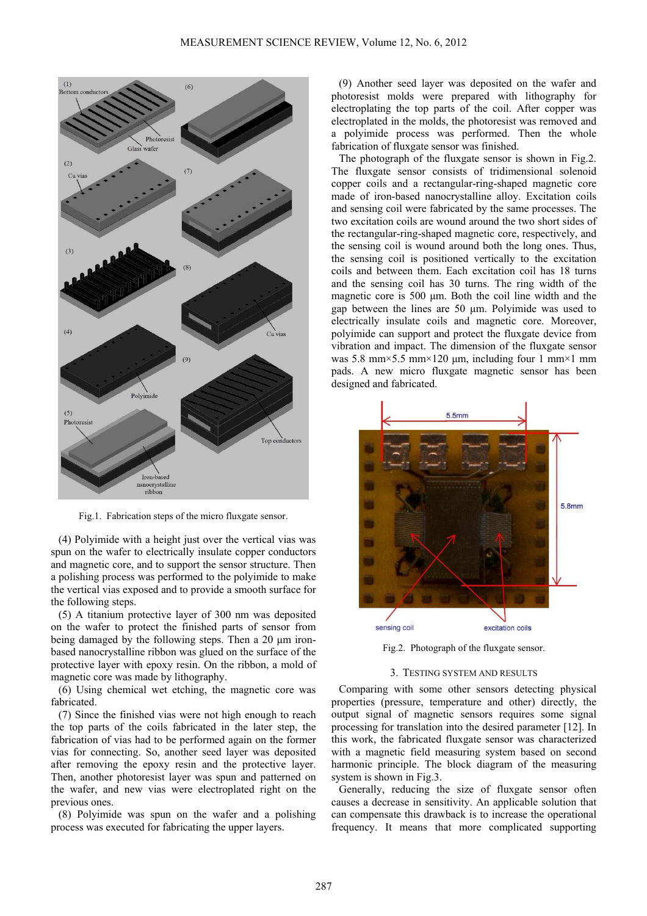Fig.1. Fabrication steps of the micro fluxgate sensor.

(4) Polyimide with a height just over the vertical vias was spun on the wafer to electrically insulate copper conductors and magnetic core, and to support the sensor structure. Then a polishing process was performed to the polyimide to make the vertical vias exposed and to provide a smooth surface for the following steps.

(5) A titanium protective layer of 300 nm was deposited on the wafer to protect the finished parts of sensor from being damaged by the following steps. Then a 20 μm iron-based nanocrystalline ribbon was glued on the surface of the protective layer with epoxy resin. On the ribbon, a mold of magnetic core was made by lithography.

(6) Using chemical wet etching, the magnetic core was fabricated.

(7) Since the finished vias were not high enough to reach the top parts of the coils fabricated in the later step, the fabrication of vias had to be performed again on the former vias for connecting. So, another seed layer was deposited after removing the epoxy resin and the protective layer. Then, another photoresist layer was spun and patterned on the wafer, and new vias were electroplated right on the previous ones.

(8) Polyimide was spun on the wafer and a polishing process was executed for fabricating the upper layers.

(9) Another seed layer was deposited on the wafer and photoresist molds were prepared with lithography for electroplating the top parts of the coil. After copper was electroplated in the molds, the photoresist was removed and a polyimide process was performed. Then the whole fabrication of fluxgate sensor was finished.

The photograph of the fluxgate sensor is shown in Fig.2. The fluxgate sensor consists of tridimensional solenoid copper coils and a rectangular-ring-shaped magnetic core made of iron-based nanocrystalline alloy. Excitation coils and sensing coil were fabricated by the same processes. The two excitation coils are wound around the two short sides of the rectangular-ring-shaped magnetic core, respectively, and the sensing coil is wound around both the long ones. Thus, the sensing coil is positioned vertically to the excitation coils and between them. Each excitation coil has 18 turns and the sensing coil has 30 turns. The ring width of the magnetic core is 500 μm. Both the coil line width and the gap between the lines are 50 μm. Polyimide was used to electrically insulate coils and magnetic core. Moreover, polyimide can support and protect the fluxgate device from vibration and impact. The dimension of the fluxgate sensor was 5.8 mm×5.5 mm×120 μm, including four 1 mm×1 mm pads. A new micro fluxgate magnetic sensor has been designed and fabricated.

Fig.2. Photograph of the fluxgate sensor.

## 3. Testing System and Results

Comparing with some other sensors detecting physical properties (pressure, temperature and other) directly, the output signal of magnetic sensors requires some signal processing for translation into the desired parameter [12]. In this work, the fabricated fluxgate sensor was characterized with a magnetic field measuring system based on second harmonic principle. The block diagram of the measuring system is shown in Fig.3.

Generally, reducing the size of fluxgate sensor often causes a decrease in sensitivity. An applicable solution that can compensate this drawback is to increase the operational frequency. It means that more complicated supporting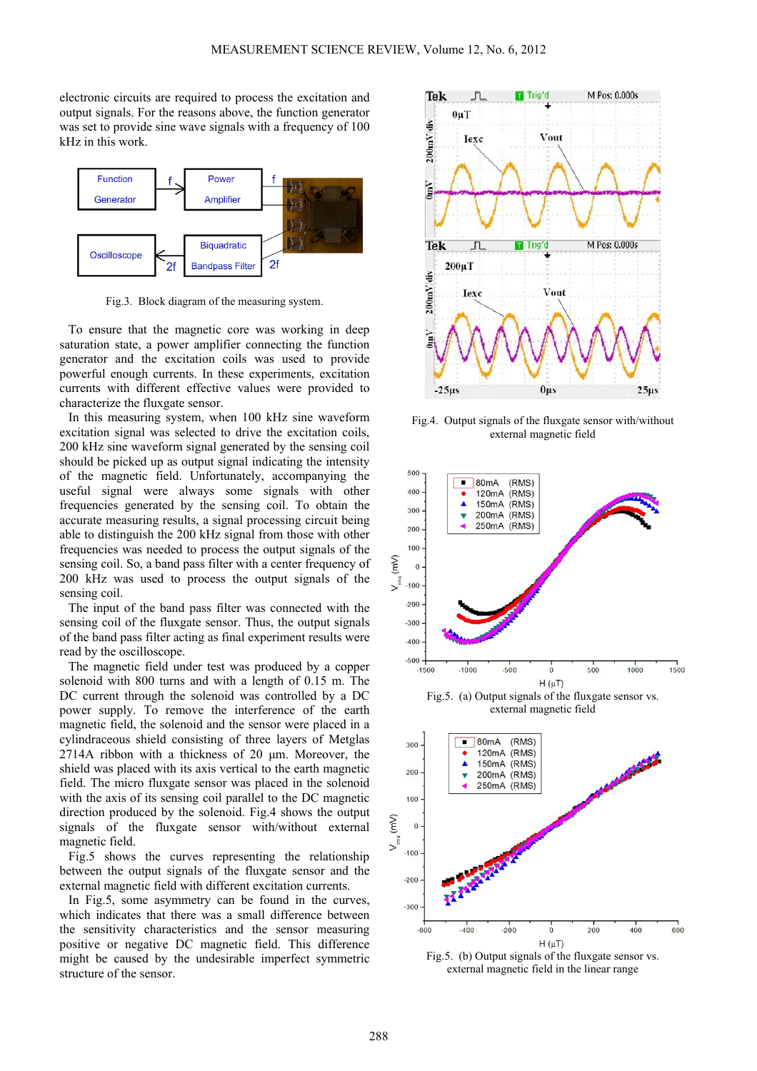electronic circuits are required to process the excitation and output signals. For the reasons above, the function generator was set to provide sine wave signals with a frequency of 100 kHz in this work.

Fig.3. Block diagram of the measuring system.

To ensure that the magnetic core was working in deep saturation state, a power amplifier connecting the function generator and the excitation coils was used to provide powerful enough currents. In these experiments, excitation currents with different effective values were provided to characterize the fluxgate sensor.

In this measuring system, when 100 kHz sine waveform excitation signal was selected to drive the excitation coils, 200 kHz sine waveform signal generated by the sensing coil should be picked up as output signal indicating the intensity of the magnetic field. Unfortunately, accompanying the useful signal were always some signals with other frequencies generated by the sensing coil. To obtain the accurate measuring results, a signal processing circuit being able to distinguish the 200 kHz signal from those with other frequencies was needed to process the output signals of the sensing coil. So, a band pass filter with a center frequency of 200 kHz was used to process the output signals of the sensing coil.

The input of the band pass filter was connected with the sensing coil of the fluxgate sensor. Thus, the output signals of the band pass filter acting as final experiment results were read by the oscilloscope.

The magnetic field under test was produced by a copper solenoid with 800 turns and with a length of 0.15 m. The DC current through the solenoid was controlled by a DC power supply. To remove the interference of the earth magnetic field, the solenoid and the sensor were placed in a cylindraceous shield consisting of three layers of Metglas 2714A ribbon with a thickness of 20 µm. Moreover, the shield was placed with its axis vertical to the earth magnetic field. The micro fluxgate sensor was placed in the solenoid with the axis of its sensing coil parallel to the DC magnetic direction produced by the solenoid. Fig.4 shows the output signals of the fluxgate sensor with/without external magnetic field.

Fig.5 shows the curves representing the relationship between the output signals of the fluxgate sensor and the external magnetic field with different excitation currents.

In Fig.5, some asymmetry can be found in the curves, which indicates that there was a small difference between the sensitivity characteristics and the sensor measuring positive or negative DC magnetic field. This difference might be caused by the undesirable imperfect symmetric structure of the sensor.

Fig.4. Output signals of the fluxgate sensor with/without external magnetic field

Fig.5. (a) Output signals of the fluxgate sensor vs. external magnetic field

Fig.5. (b) Output signals of the fluxgate sensor vs. external magnetic field in the linear range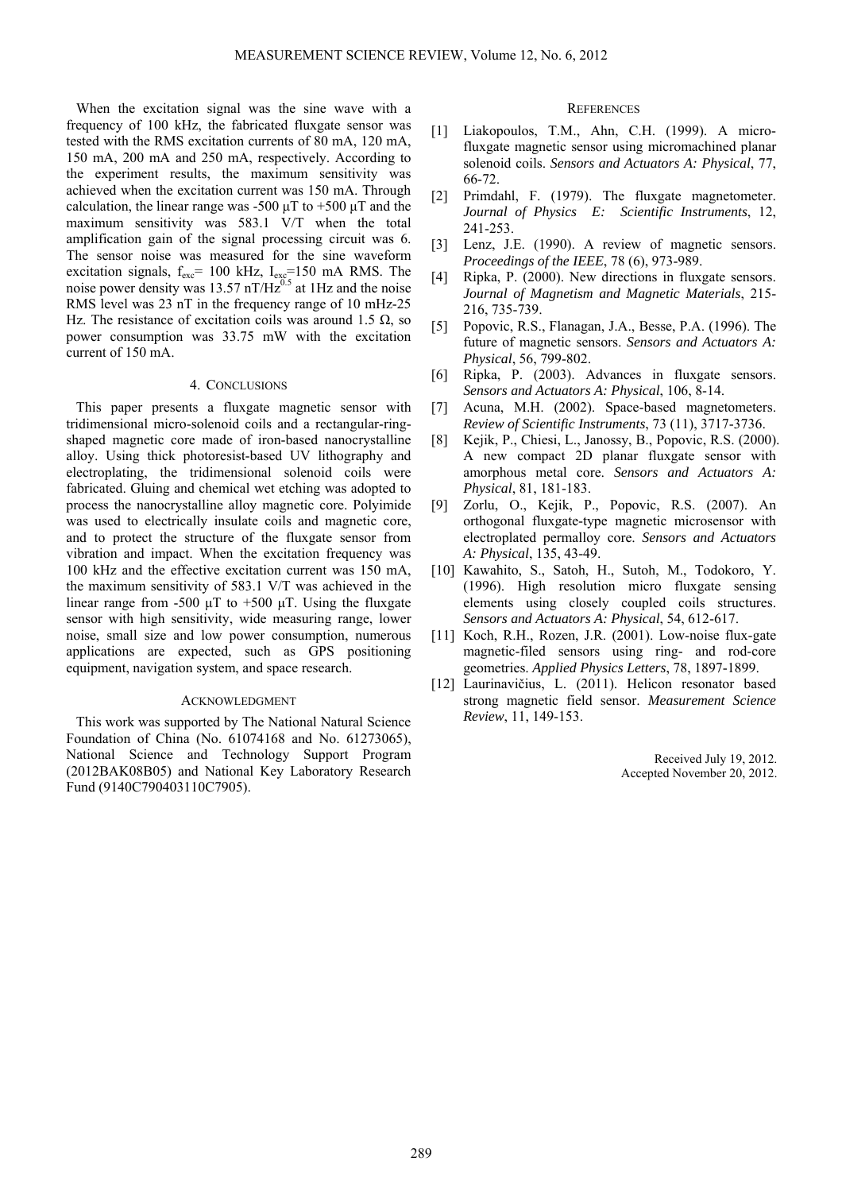When the excitation signal was the sine wave with a frequency of 100 kHz, the fabricated fluxgate sensor was tested with the RMS excitation currents of 80 mA, 120 mA, 150 mA, 200 mA and 250 mA, respectively. According to the experiment results, the maximum sensitivity was achieved when the excitation current was 150 mA. Through calculation, the linear range was -500 μT to +500 μT and the maximum sensitivity was 583.1 V/T when the total amplification gain of the signal processing circuit was 6. The sensor noise was measured for the sine waveform excitation signals, $f_{exc}$= 100 kHz, $I_{exc}$=150 mA RMS. The noise power density was 13.57 nT/$Hz^{0.5}$ at 1Hz and the noise RMS level was 23 nT in the frequency range of 10 mHz-25 Hz. The resistance of excitation coils was around 1.5 Ω, so power consumption was 33.75 mW with the excitation current of 150 mA.

## 4. Conclusions

This paper presents a fluxgate magnetic sensor with tridimensional micro-solenoid coils and a rectangular-ring-shaped magnetic core made of iron-based nanocrystalline alloy. Using thick photoresist-based UV lithography and electroplating, the tridimensional solenoid coils were fabricated. Gluing and chemical wet etching was adopted to process the nanocrystalline alloy magnetic core. Polyimide was used to electrically insulate coils and magnetic core, and to protect the structure of the fluxgate sensor from vibration and impact. When the excitation frequency was 100 kHz and the effective excitation current was 150 mA, the maximum sensitivity of 583.1 V/T was achieved in the linear range from -500 μT to +500 μT. Using the fluxgate sensor with high sensitivity, wide measuring range, lower noise, small size and low power consumption, numerous applications are expected, such as GPS positioning equipment, navigation system, and space research.

## Acknowledgment

This work was supported by The National Natural Science Foundation of China (No. 61074168 and No. 61273065), National Science and Technology Support Program (2012BAK08B05) and National Key Laboratory Research Fund (9140C790403110C7905).

## References

[1] Liakopoulos, T.M., Ahn, C.H. (1999). A micro-fluxgate magnetic sensor using micromachined planar solenoid coils. *Sensors and Actuators A: Physical*, 77, 66-72.

[2] Primdahl, F. (1979). The fluxgate magnetometer. *Journal of Physics E: Scientific Instruments*, 12, 241-253.

[3] Lenz, J.E. (1990). A review of magnetic sensors. *Proceedings of the IEEE*, 78 (6), 973-989.

[4] Ripka, P. (2000). New directions in fluxgate sensors. *Journal of Magnetism and Magnetic Materials*, 215-216, 735-739.

[5] Popovic, R.S., Flanagan, J.A., Besse, P.A. (1996). The future of magnetic sensors. *Sensors and Actuators A: Physical*, 56, 799-802.

[6] Ripka, P. (2003). Advances in fluxgate sensors. *Sensors and Actuators A: Physical*, 106, 8-14.

[7] Acuna, M.H. (2002). Space-based magnetometers. *Review of Scientific Instruments*, 73 (11), 3717-3736.

[8] Kejik, P., Chiesi, L., Janossy, B., Popovic, R.S. (2000). A new compact 2D planar fluxgate sensor with amorphous metal core. *Sensors and Actuators A: Physical*, 81, 181-183.

[9] Zorlu, O., Kejik, P., Popovic, R.S. (2007). An orthogonal fluxgate-type magnetic microsensor with electroplated permalloy core. *Sensors and Actuators A: Physical*, 135, 43-49.

[10] Kawahito, S., Satoh, H., Sutoh, M., Todokoro, Y. (1996). High resolution micro fluxgate sensing elements using closely coupled coils structures. *Sensors and Actuators A: Physical*, 54, 612-617.

[11] Koch, R.H., Rozen, J.R. (2001). Low-noise flux-gate magnetic-filed sensors using ring- and rod-core geometries. *Applied Physics Letters*, 78, 1897-1899.

[12] Laurinavičius, L. (2011). Helicon resonator based strong magnetic field sensor. *Measurement Science Review*, 11, 149-153.

Received July 19, 2012.
Accepted November 20, 2012.